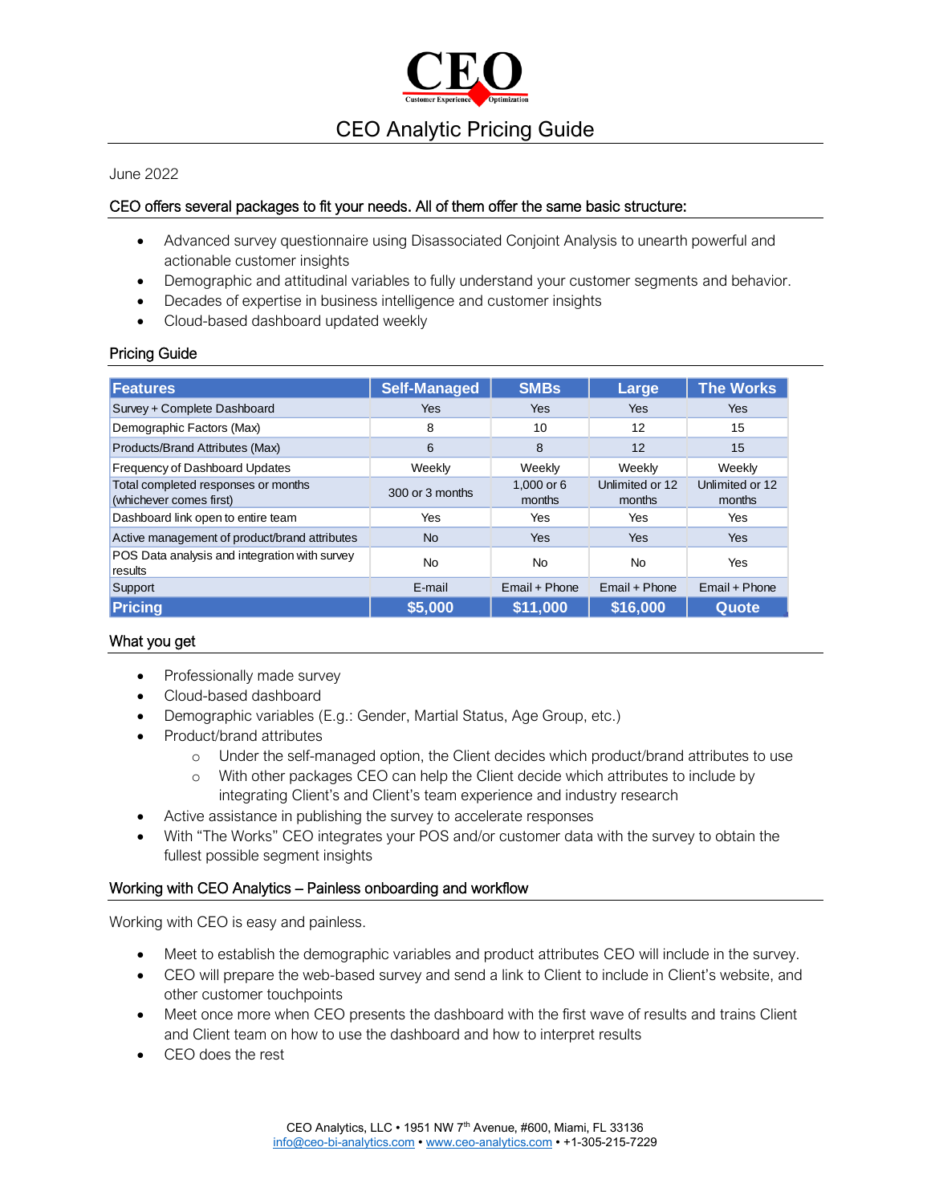# CEO Analytic Pricing Guide

June 2022

## CEO offers several packages to fit your needs. All of them offer the same basic structure:

- Advanced survey questionnaire using Disassociated Conjoint Analysis to unearth powerful and actionable customer insights
- Demographic and attitudinal variables to fully understand your customer segments and behavior.
- Decades of expertise in business intelligence and customer insights
- Cloud-based dashboard updated weekly

## Pricing Guide

| Features | Self-Managed | SMBs | Large | The Works |
|---|---|---|---|---|
| Survey + Complete Dashboard | Yes | Yes | Yes | Yes |
| Demographic Factors (Max) | 8 | 10 | 12 | 15 |
| Products/Brand Attributes (Max) | 6 | 8 | 12 | 15 |
| Frequency of Dashboard Updates | Weekly | Weekly | Weekly | Weekly |
| Total completed responses or months (whichever comes first) | 300 or 3 months | 1,000 or 6 months | Unlimited or 12 months | Unlimited or 12 months |
| Dashboard link open to entire team | Yes | Yes | Yes | Yes |
| Active management of product/brand attributes | No | Yes | Yes | Yes |
| POS Data analysis and integration with survey results | No | No | No | Yes |
| Support | E-mail | Email + Phone | Email + Phone | Email + Phone |
| **Pricing** | **$5,000** | **$11,000** | **$16,000** | **Quote** |

## What you get

- Professionally made survey
- Cloud-based dashboard
- Demographic variables (E.g.: Gender, Martial Status, Age Group, etc.)
- Product/brand attributes
  - Under the self-managed option, the Client decides which product/brand attributes to use
  - With other packages CEO can help the Client decide which attributes to include by integrating Client's and Client's team experience and industry research
- Active assistance in publishing the survey to accelerate responses
- With "The Works" CEO integrates your POS and/or customer data with the survey to obtain the fullest possible segment insights

## Working with CEO Analytics – Painless onboarding and workflow

Working with CEO is easy and painless.

- Meet to establish the demographic variables and product attributes CEO will include in the survey.
- CEO will prepare the web-based survey and send a link to Client to include in Client's website, and other customer touchpoints
- Meet once more when CEO presents the dashboard with the first wave of results and trains Client and Client team on how to use the dashboard and how to interpret results
- CEO does the rest

CEO Analytics, LLC • 1951 NW 7th Avenue, #600, Miami, FL 33136
info@ceo-bi-analytics.com • www.ceo-analytics.com • +1-305-215-7229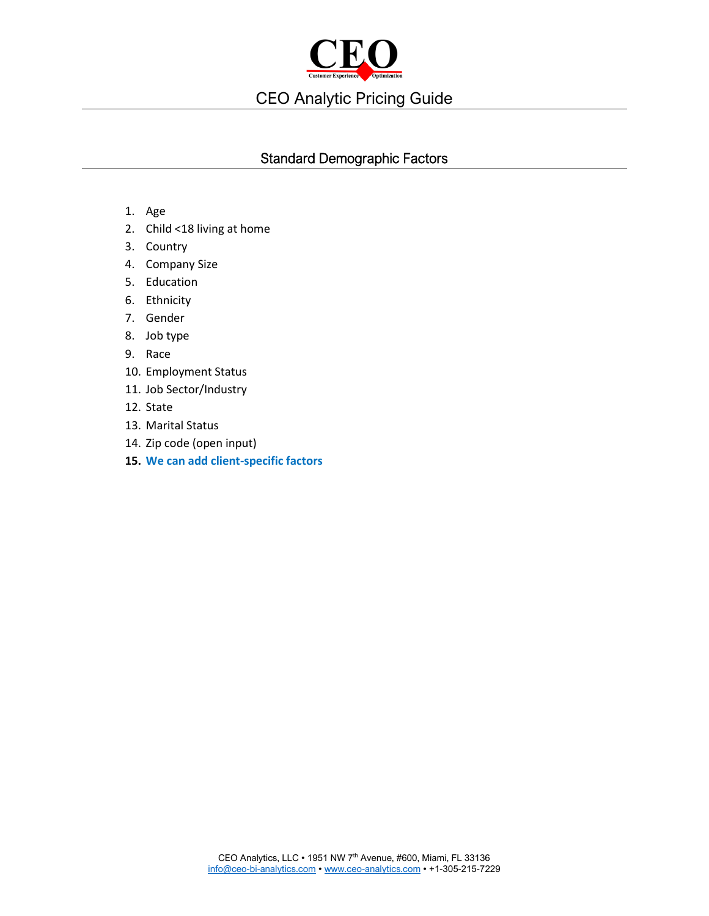# CEO Analytic Pricing Guide

## Standard Demographic Factors

1. Age
2. Child <18 living at home
3. Country
4. Company Size
5. Education
6. Ethnicity
7. Gender
8. Job type
9. Race
10. Employment Status
11. Job Sector/Industry
12. State
13. Marital Status
14. Zip code (open input)
15. **We can add client-specific factors**

CEO Analytics, LLC • 1951 NW 7th Avenue, #600, Miami, FL 33136
info@ceo-bi-analytics.com • www.ceo-analytics.com • +1-305-215-7229